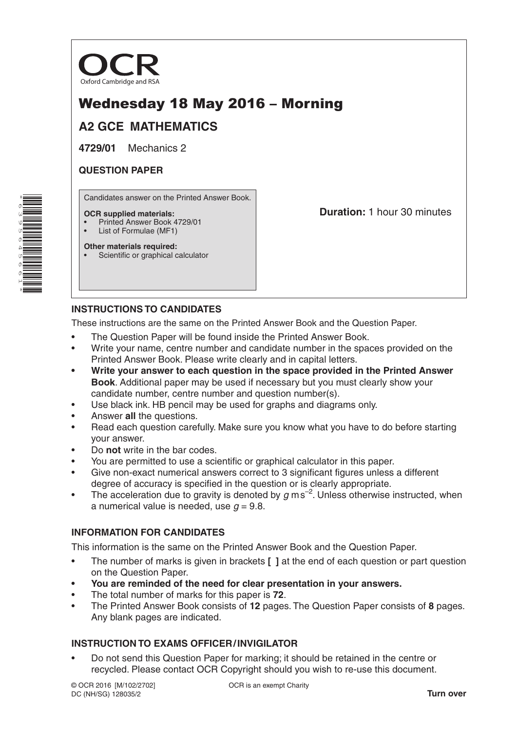OCR

Oxford Cambridge and RSA

# Wednesday 18 May 2016 – Morning

## A2 GCE MATHEMATICS

**4729/01** Mechanics 2

**QUESTION PAPER**

Candidates answer on the Printed Answer Book.

**OCR supplied materials:**
- Printed Answer Book 4729/01
- List of Formulae (MF1)

**Other materials required:**
- Scientific or graphical calculator

**Duration:** 1 hour 30 minutes

### INSTRUCTIONS TO CANDIDATES

These instructions are the same on the Printed Answer Book and the Question Paper.

- The Question Paper will be found inside the Printed Answer Book.
- Write your name, centre number and candidate number in the spaces provided on the Printed Answer Book. Please write clearly and in capital letters.
- **Write your answer to each question in the space provided in the Printed Answer Book**. Additional paper may be used if necessary but you must clearly show your candidate number, centre number and question number(s).
- Use black ink. HB pencil may be used for graphs and diagrams only.
- Answer **all** the questions.
- Read each question carefully. Make sure you know what you have to do before starting your answer.
- Do **not** write in the bar codes.
- You are permitted to use a scientific or graphical calculator in this paper.
- Give non-exact numerical answers correct to 3 significant figures unless a different degree of accuracy is specified in the question or is clearly appropriate.
- The acceleration due to gravity is denoted by $g\,\text{m s}^{-2}$. Unless otherwise instructed, when a numerical value is needed, use $g = 9.8$.

### INFORMATION FOR CANDIDATES

This information is the same on the Printed Answer Book and the Question Paper.

- The number of marks is given in brackets **[ ]** at the end of each question or part question on the Question Paper.
- **You are reminded of the need for clear presentation in your answers.**
- The total number of marks for this paper is **72**.
- The Printed Answer Book consists of **12** pages. The Question Paper consists of **8** pages. Any blank pages are indicated.

### INSTRUCTION TO EXAMS OFFICER/INVIGILATOR

- Do not send this Question Paper for marking; it should be retained in the centre or recycled. Please contact OCR Copyright should you wish to re-use this document.

© OCR 2016 [M/102/2702]
DC (NH/SG) 128035/2

OCR is an exempt Charity

**Turn over**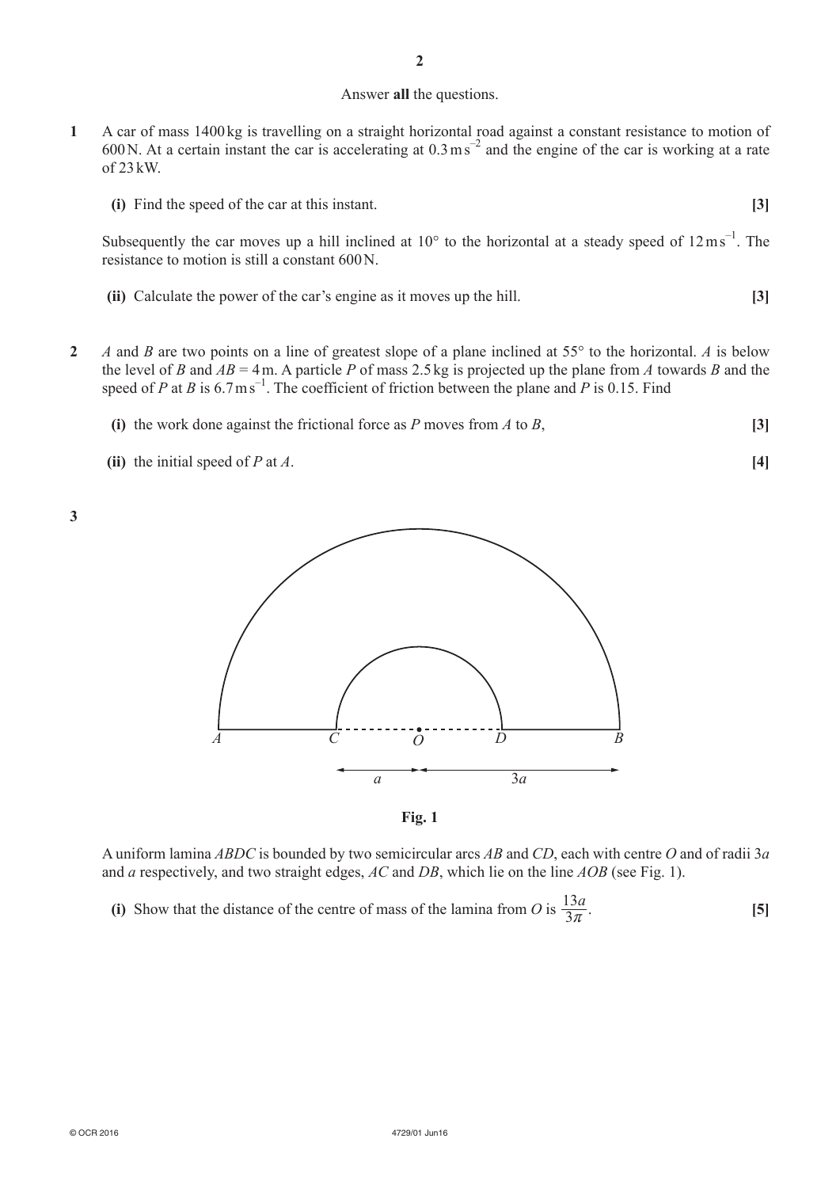Answer **all** the questions.

**1** A car of mass 1400 kg is travelling on a straight horizontal road against a constant resistance to motion of 600 N. At a certain instant the car is accelerating at $0.3\,\text{m}\,\text{s}^{-2}$ and the engine of the car is working at a rate of 23 kW.

**(i)** Find the speed of the car at this instant. **[3]**

Subsequently the car moves up a hill inclined at 10° to the horizontal at a steady speed of $12\,\text{m}\,\text{s}^{-1}$. The resistance to motion is still a constant 600 N.

**(ii)** Calculate the power of the car's engine as it moves up the hill. **[3]**

**2** *A* and *B* are two points on a line of greatest slope of a plane inclined at 55° to the horizontal. *A* is below the level of *B* and $AB = 4$ m. A particle *P* of mass 2.5 kg is projected up the plane from *A* towards *B* and the speed of *P* at *B* is $6.7\,\text{m}\,\text{s}^{-1}$. The coefficient of friction between the plane and *P* is 0.15. Find

**(i)** the work done against the frictional force as *P* moves from *A* to *B*, **[3]**

**(ii)** the initial speed of *P* at *A*. **[4]**

**3**

**Fig. 1**

A uniform lamina *ABDC* is bounded by two semicircular arcs *AB* and *CD*, each with centre *O* and of radii $3a$ and $a$ respectively, and two straight edges, *AC* and *DB*, which lie on the line *AOB* (see Fig. 1).

**(i)** Show that the distance of the centre of mass of the lamina from *O* is $\frac{13a}{3\pi}$. **[5]**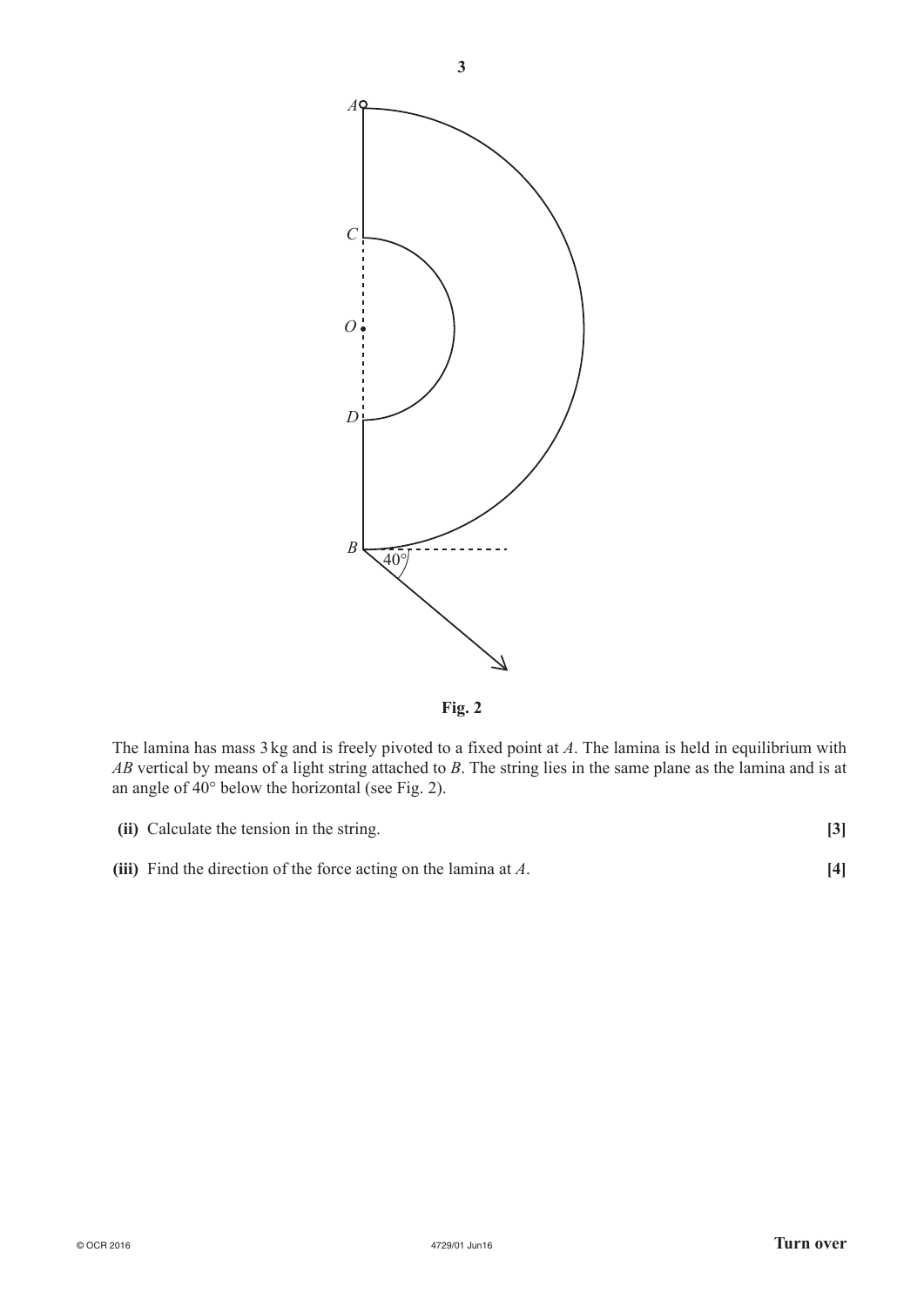**Fig. 2**

The lamina has mass 3 kg and is freely pivoted to a fixed point at $A$. The lamina is held in equilibrium with $AB$ vertical by means of a light string attached to $B$. The string lies in the same plane as the lamina and is at an angle of 40° below the horizontal (see Fig. 2).

**(ii)** Calculate the tension in the string. **[3]**

**(iii)** Find the direction of the force acting on the lamina at $A$. **[4]**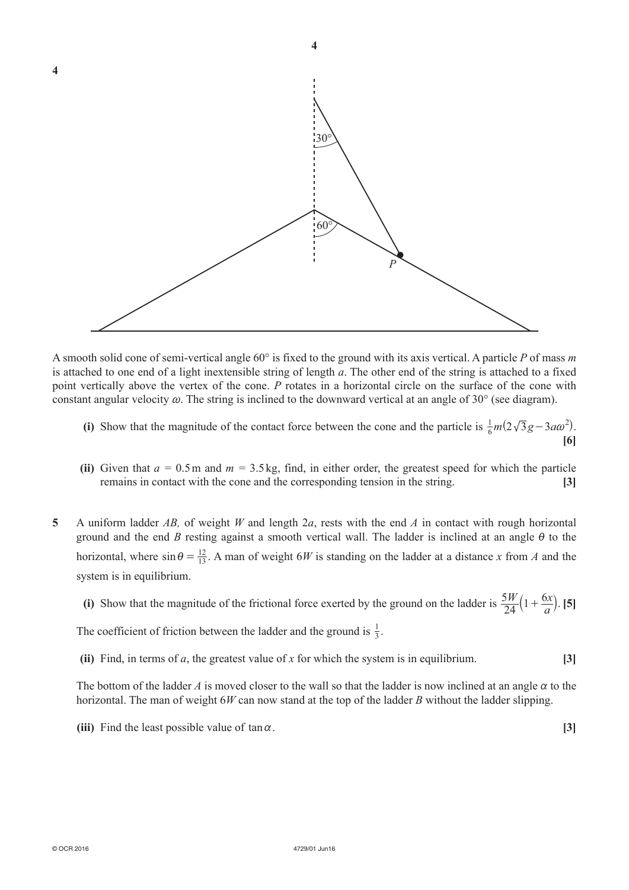4

A smooth solid cone of semi-vertical angle 60° is fixed to the ground with its axis vertical. A particle $P$ of mass $m$ is attached to one end of a light inextensible string of length $a$. The other end of the string is attached to a fixed point vertically above the vertex of the cone. $P$ rotates in a horizontal circle on the surface of the cone with constant angular velocity $\omega$. The string is inclined to the downward vertical at an angle of 30° (see diagram).

**(i)** Show that the magnitude of the contact force between the cone and the particle is $\frac{1}{6}m(2\sqrt{3}g - 3a\omega^2)$. **[6]**

**(ii)** Given that $a = 0.5$ m and $m = 3.5$ kg, find, in either order, the greatest speed for which the particle remains in contact with the cone and the corresponding tension in the string. **[3]**

**5** A uniform ladder $AB$, of weight $W$ and length $2a$, rests with the end $A$ in contact with rough horizontal ground and the end $B$ resting against a smooth vertical wall. The ladder is inclined at an angle $\theta$ to the horizontal, where $\sin\theta = \frac{12}{13}$. A man of weight $6W$ is standing on the ladder at a distance $x$ from $A$ and the system is in equilibrium.

**(i)** Show that the magnitude of the frictional force exerted by the ground on the ladder is $\frac{5W}{24}\left(1 + \frac{6x}{a}\right)$. **[5]**

The coefficient of friction between the ladder and the ground is $\frac{1}{3}$.

**(ii)** Find, in terms of $a$, the greatest value of $x$ for which the system is in equilibrium. **[3]**

The bottom of the ladder $A$ is moved closer to the wall so that the ladder is now inclined at an angle $\alpha$ to the horizontal. The man of weight $6W$ can now stand at the top of the ladder $B$ without the ladder slipping.

**(iii)** Find the least possible value of $\tan\alpha$. **[3]**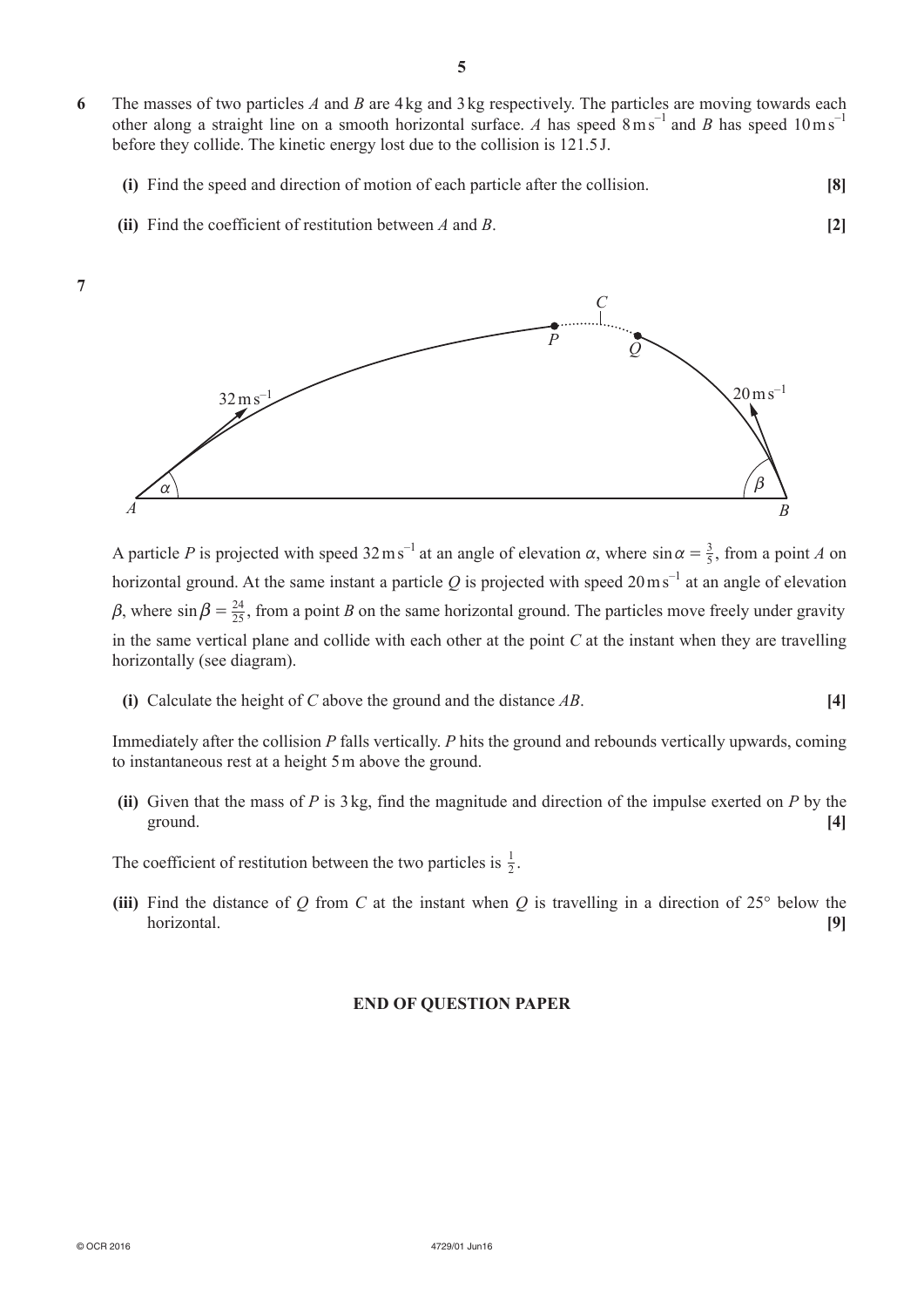**6** The masses of two particles $A$ and $B$ are 4 kg and 3 kg respectively. The particles are moving towards each other along a straight line on a smooth horizontal surface. $A$ has speed $8\,\text{m}\,\text{s}^{-1}$ and $B$ has speed $10\,\text{m}\,\text{s}^{-1}$ before they collide. The kinetic energy lost due to the collision is 121.5 J.

**(i)** Find the speed and direction of motion of each particle after the collision. **[8]**

**(ii)** Find the coefficient of restitution between $A$ and $B$. **[2]**

**7**

A particle $P$ is projected with speed $32\,\text{m}\,\text{s}^{-1}$ at an angle of elevation $\alpha$, where $\sin\alpha = \frac{3}{5}$, from a point $A$ on horizontal ground. At the same instant a particle $Q$ is projected with speed $20\,\text{m}\,\text{s}^{-1}$ at an angle of elevation $\beta$, where $\sin\beta = \frac{24}{25}$, from a point $B$ on the same horizontal ground. The particles move freely under gravity in the same vertical plane and collide with each other at the point $C$ at the instant when they are travelling horizontally (see diagram).

**(i)** Calculate the height of $C$ above the ground and the distance $AB$. **[4]**

Immediately after the collision $P$ falls vertically. $P$ hits the ground and rebounds vertically upwards, coming to instantaneous rest at a height 5 m above the ground.

**(ii)** Given that the mass of $P$ is 3 kg, find the magnitude and direction of the impulse exerted on $P$ by the ground. **[4]**

The coefficient of restitution between the two particles is $\frac{1}{2}$.

**(iii)** Find the distance of $Q$ from $C$ at the instant when $Q$ is travelling in a direction of 25° below the horizontal. **[9]**

**END OF QUESTION PAPER**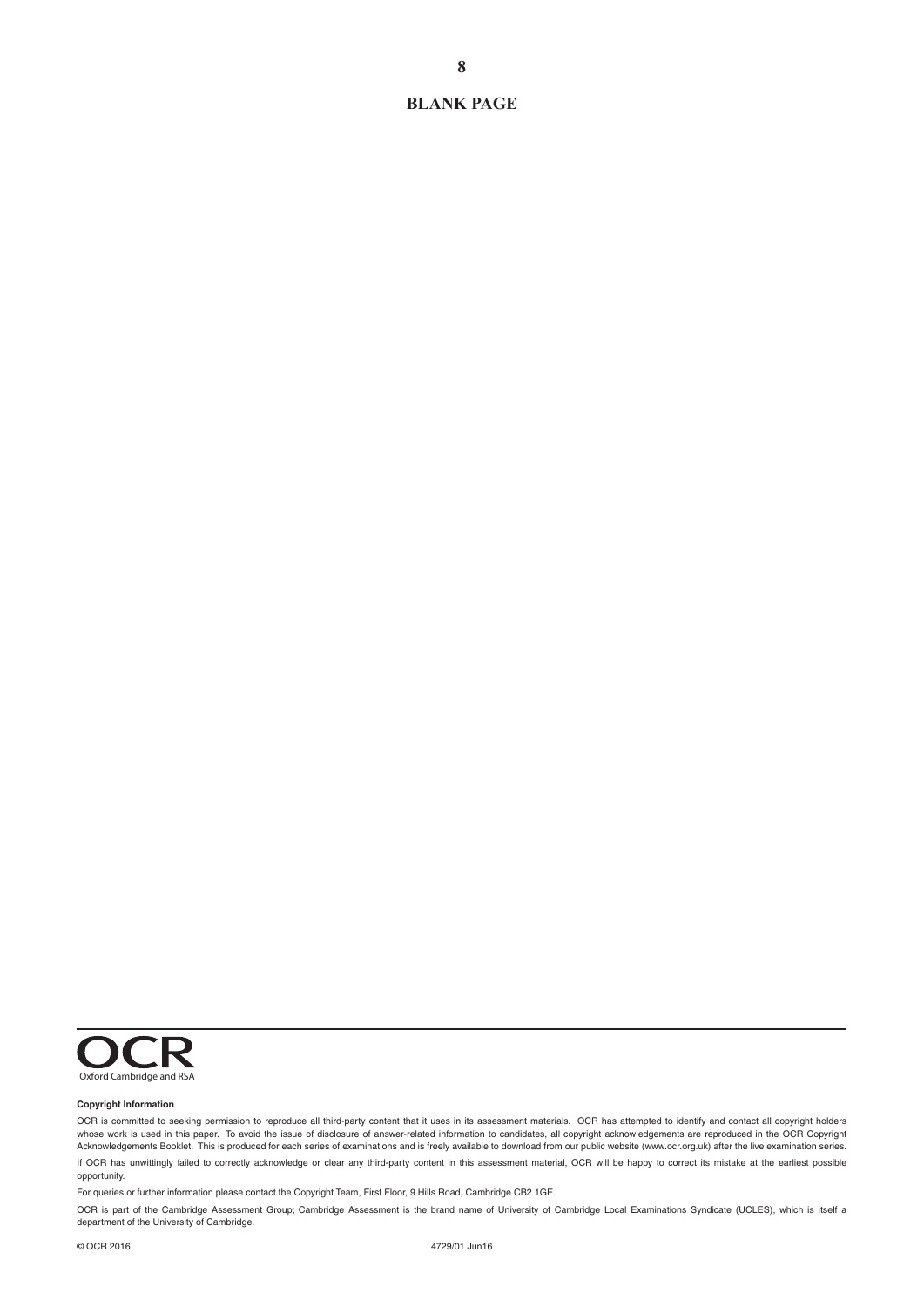**BLANK PAGE**

OCR
Oxford Cambridge and RSA

**Copyright Information**

OCR is committed to seeking permission to reproduce all third-party content that it uses in its assessment materials. OCR has attempted to identify and contact all copyright holders whose work is used in this paper. To avoid the issue of disclosure of answer-related information to candidates, all copyright acknowledgements are reproduced in the OCR Copyright Acknowledgements Booklet. This is produced for each series of examinations and is freely available to download from our public website (www.ocr.org.uk) after the live examination series.

If OCR has unwittingly failed to correctly acknowledge or clear any third-party content in this assessment material, OCR will be happy to correct its mistake at the earliest possible opportunity.

For queries or further information please contact the Copyright Team, First Floor, 9 Hills Road, Cambridge CB2 1GE.

OCR is part of the Cambridge Assessment Group; Cambridge Assessment is the brand name of University of Cambridge Local Examinations Syndicate (UCLES), which is itself a department of the University of Cambridge.

© OCR 2016 4729/01 Jun16